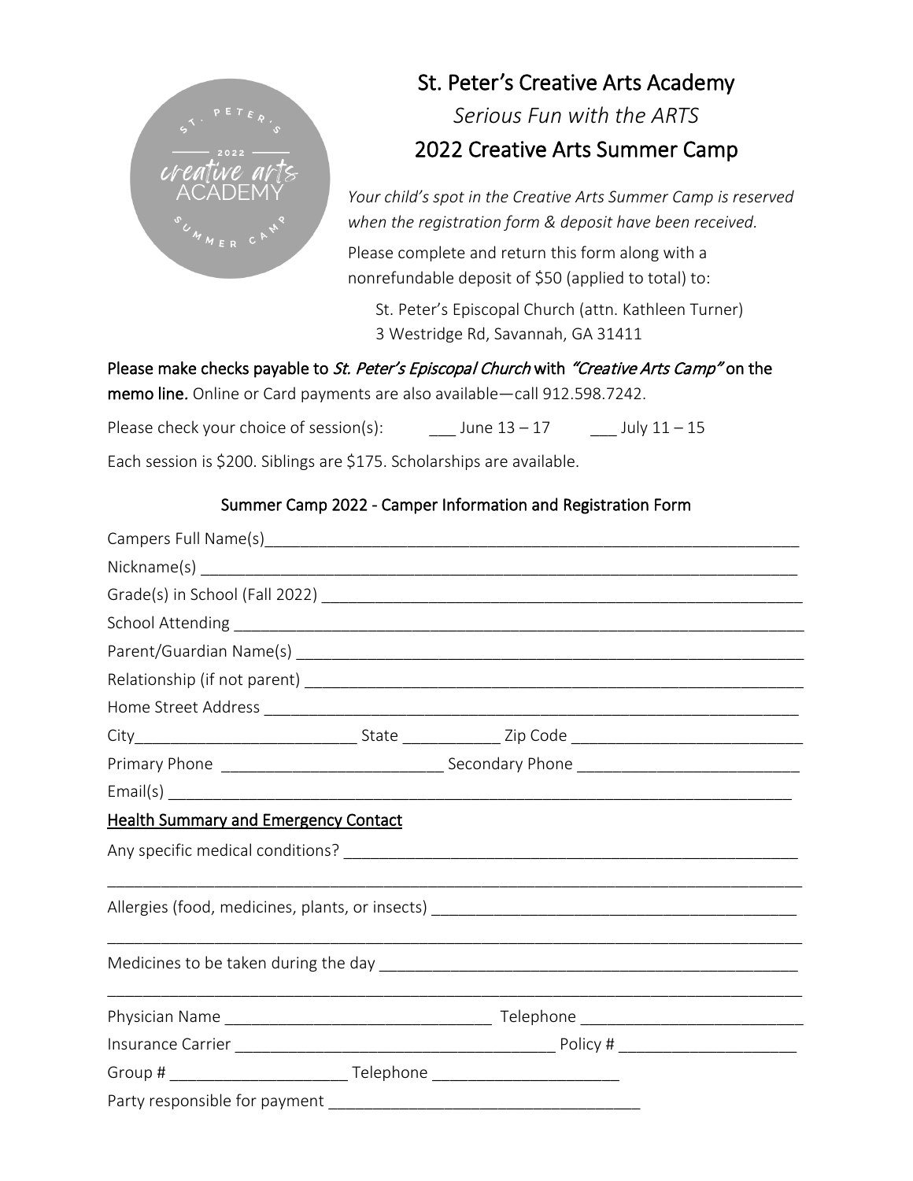# St. Peter's Creative Arts Academy

*Serious Fun with the ARTS*

## 2022 Creative Arts Summer Camp

*Your child's spot in the Creative Arts Summer Camp is reserved when the registration form & deposit have been received.*

Please complete and return this form along with a nonrefundable deposit of $50 (applied to total) to:

St. Peter's Episcopal Church (attn. Kathleen Turner)
3 Westridge Rd, Savannah, GA 31411

**Please make checks payable to *St. Peter's Episcopal Church* with *"Creative Arts Camp"* on the memo line.** Online or Card payments are also available—call 912.598.7242.

Please check your choice of session(s): ___ June 13 – 17 ___ July 11 – 15

Each session is $200. Siblings are $175. Scholarships are available.

### Summer Camp 2022 - Camper Information and Registration Form

Campers Full Name(s)_______________________________________________

Nickname(s) _______________________________________________

Grade(s) in School (Fall 2022) _______________________________________________

School Attending _______________________________________________

Parent/Guardian Name(s) _______________________________________________

Relationship (if not parent) _______________________________________________

Home Street Address _______________________________________________

City________________________ State ___________ Zip Code __________________________

Primary Phone _________________________ Secondary Phone _________________________

Email(s) _______________________________________________

**Health Summary and Emergency Contact**

Any specific medical conditions? _______________________________________________

_______________________________________________

Allergies (food, medicines, plants, or insects) _______________________________________________

_______________________________________________

Medicines to be taken during the day _______________________________________________

_______________________________________________

Physician Name ______________________________ Telephone _________________________

Insurance Carrier ____________________________________ Policy # ____________________

Group # ____________________ Telephone _____________________

Party responsible for payment ___________________________________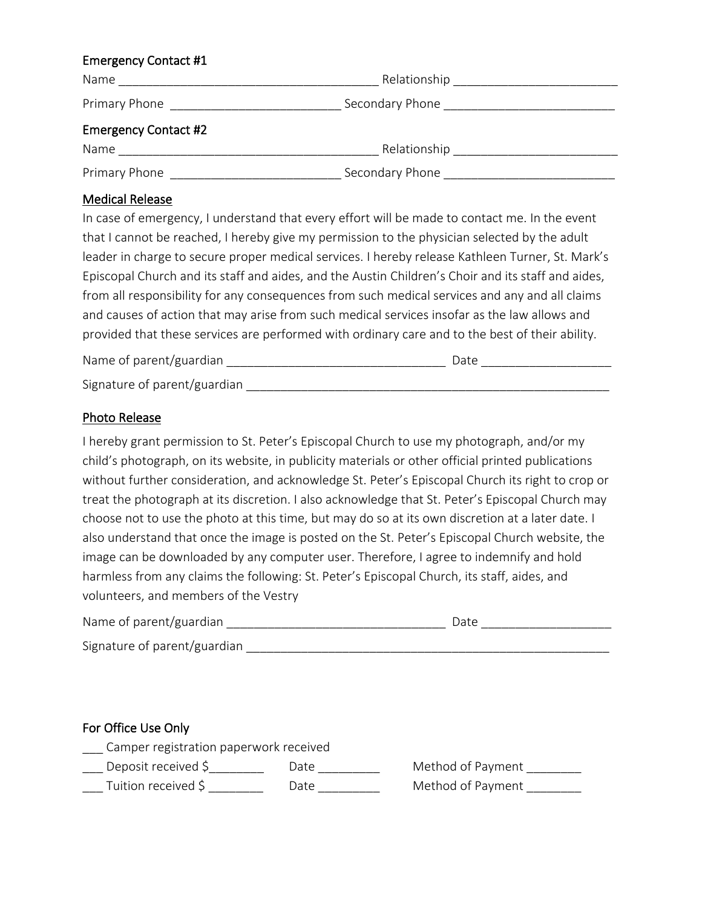### Emergency Contact #1

Name ______________________________________ Relationship ________________________

Primary Phone ________________________ Secondary Phone ________________________

### Emergency Contact #2

Name ______________________________________ Relationship ________________________

Primary Phone ________________________ Secondary Phone ________________________

### Medical Release

In case of emergency, I understand that every effort will be made to contact me. In the event that I cannot be reached, I hereby give my permission to the physician selected by the adult leader in charge to secure proper medical services. I hereby release Kathleen Turner, St. Mark's Episcopal Church and its staff and aides, and the Austin Children's Choir and its staff and aides, from all responsibility for any consequences from such medical services and any and all claims and causes of action that may arise from such medical services insofar as the law allows and provided that these services are performed with ordinary care and to the best of their ability.

Name of parent/guardian _______________________________ Date __________________

Signature of parent/guardian ______________________________________________________

### Photo Release

I hereby grant permission to St. Peter's Episcopal Church to use my photograph, and/or my child's photograph, on its website, in publicity materials or other official printed publications without further consideration, and acknowledge St. Peter's Episcopal Church its right to crop or treat the photograph at its discretion. I also acknowledge that St. Peter's Episcopal Church may choose not to use the photo at this time, but may do so at its own discretion at a later date. I also understand that once the image is posted on the St. Peter's Episcopal Church website, the image can be downloaded by any computer user. Therefore, I agree to indemnify and hold harmless from any claims the following: St. Peter's Episcopal Church, its staff, aides, and volunteers, and members of the Vestry

Name of parent/guardian _______________________________ Date __________________

Signature of parent/guardian ______________________________________________________

### For Office Use Only

___ Camper registration paperwork received

___ Deposit received $________ Date _________ Method of Payment ________

___ Tuition received $ ________ Date _________ Method of Payment ________